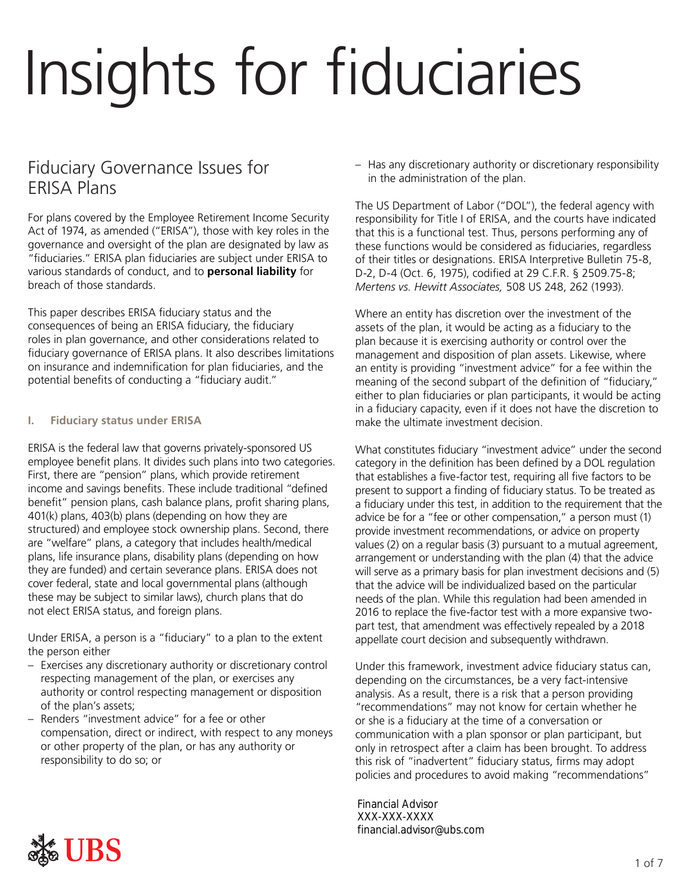# Insights for fiduciaries

## Fiduciary Governance Issues for ERISA Plans

For plans covered by the Employee Retirement Income Security Act of 1974, as amended ("ERISA"), those with key roles in the governance and oversight of the plan are designated by law as "fiduciaries." ERISA plan fiduciaries are subject under ERISA to various standards of conduct, and to **personal liability** for breach of those standards.

This paper describes ERISA fiduciary status and the consequences of being an ERISA fiduciary, the fiduciary roles in plan governance, and other considerations related to fiduciary governance of ERISA plans. It also describes limitations on insurance and indemnification for plan fiduciaries, and the potential benefits of conducting a "fiduciary audit."

### I. Fiduciary status under ERISA

ERISA is the federal law that governs privately-sponsored US employee benefit plans. It divides such plans into two categories. First, there are "pension" plans, which provide retirement income and savings benefits. These include traditional "defined benefit" pension plans, cash balance plans, profit sharing plans, 401(k) plans, 403(b) plans (depending on how they are structured) and employee stock ownership plans. Second, there are "welfare" plans, a category that includes health/medical plans, life insurance plans, disability plans (depending on how they are funded) and certain severance plans. ERISA does not cover federal, state and local governmental plans (although these may be subject to similar laws), church plans that do not elect ERISA status, and foreign plans.

Under ERISA, a person is a "fiduciary" to a plan to the extent the person either

- Exercises any discretionary authority or discretionary control respecting management of the plan, or exercises any authority or control respecting management or disposition of the plan's assets;
- Renders "investment advice" for a fee or other compensation, direct or indirect, with respect to any moneys or other property of the plan, or has any authority or responsibility to do so; or
- Has any discretionary authority or discretionary responsibility in the administration of the plan.

The US Department of Labor ("DOL"), the federal agency with responsibility for Title I of ERISA, and the courts have indicated that this is a functional test. Thus, persons performing any of these functions would be considered as fiduciaries, regardless of their titles or designations. ERISA Interpretive Bulletin 75-8, D-2, D-4 (Oct. 6, 1975), codified at 29 C.F.R. § 2509.75-8; *Mertens vs. Hewitt Associates,* 508 US 248, 262 (1993).

Where an entity has discretion over the investment of the assets of the plan, it would be acting as a fiduciary to the plan because it is exercising authority or control over the management and disposition of plan assets. Likewise, where an entity is providing "investment advice" for a fee within the meaning of the second subpart of the definition of "fiduciary," either to plan fiduciaries or plan participants, it would be acting in a fiduciary capacity, even if it does not have the discretion to make the ultimate investment decision.

What constitutes fiduciary "investment advice" under the second category in the definition has been defined by a DOL regulation that establishes a five-factor test, requiring all five factors to be present to support a finding of fiduciary status. To be treated as a fiduciary under this test, in addition to the requirement that the advice be for a "fee or other compensation," a person must (1) provide investment recommendations, or advice on property values (2) on a regular basis (3) pursuant to a mutual agreement, arrangement or understanding with the plan (4) that the advice will serve as a primary basis for plan investment decisions and (5) that the advice will be individualized based on the particular needs of the plan. While this regulation had been amended in 2016 to replace the five-factor test with a more expansive two-part test, that amendment was effectively repealed by a 2018 appellate court decision and subsequently withdrawn.

Under this framework, investment advice fiduciary status can, depending on the circumstances, be a very fact-intensive analysis. As a result, there is a risk that a person providing "recommendations" may not know for certain whether he or she is a fiduciary at the time of a conversation or communication with a plan sponsor or plan participant, but only in retrospect after a claim has been brought. To address this risk of "inadvertent" fiduciary status, firms may adopt policies and procedures to avoid making "recommendations"

Financial Advisor
XXX-XXX-XXXX
financial.advisor@ubs.com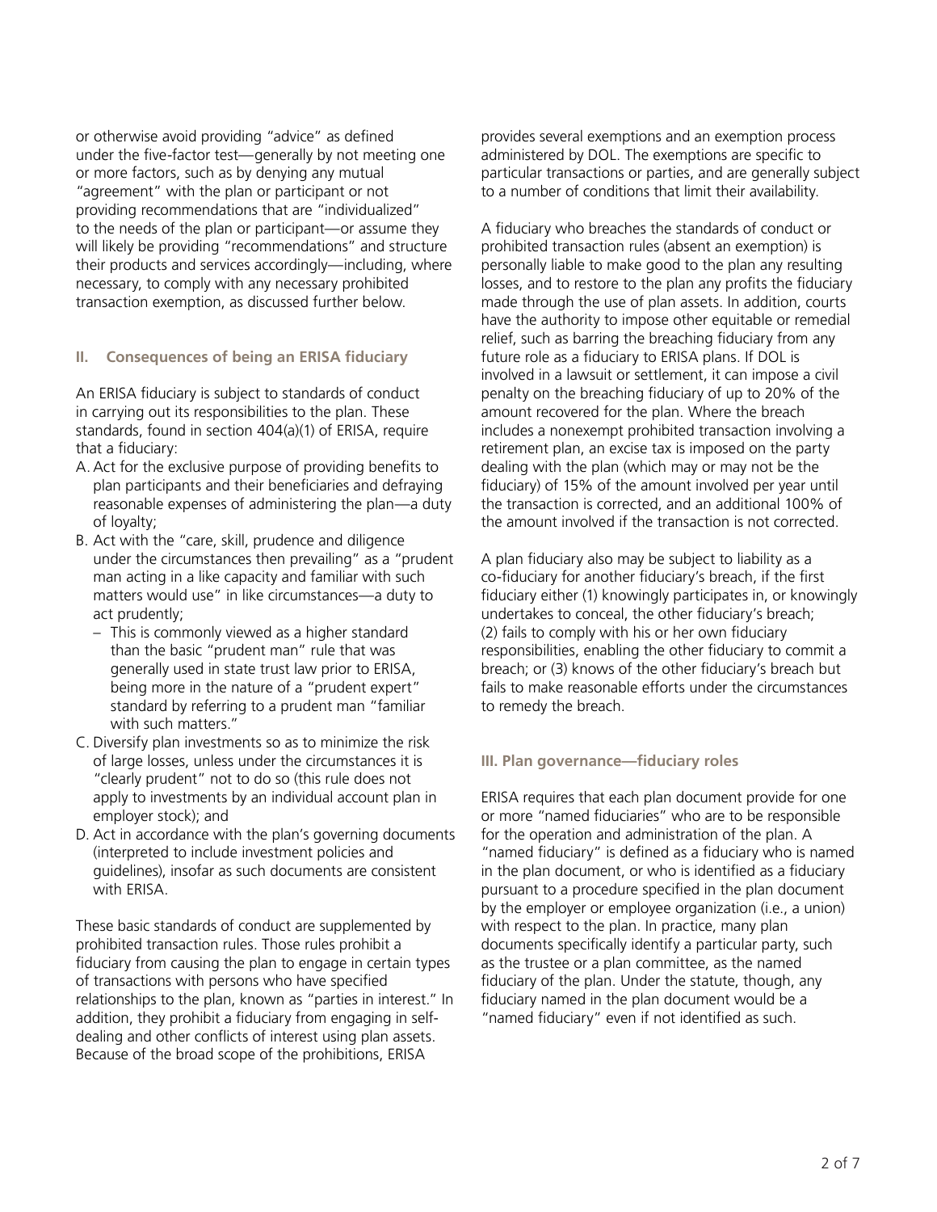or otherwise avoid providing "advice" as defined under the five-factor test—generally by not meeting one or more factors, such as by denying any mutual "agreement" with the plan or participant or not providing recommendations that are "individualized" to the needs of the plan or participant—or assume they will likely be providing "recommendations" and structure their products and services accordingly—including, where necessary, to comply with any necessary prohibited transaction exemption, as discussed further below.

## II. Consequences of being an ERISA fiduciary

An ERISA fiduciary is subject to standards of conduct in carrying out its responsibilities to the plan. These standards, found in section 404(a)(1) of ERISA, require that a fiduciary:

A. Act for the exclusive purpose of providing benefits to plan participants and their beneficiaries and defraying reasonable expenses of administering the plan—a duty of loyalty;

B. Act with the "care, skill, prudence and diligence under the circumstances then prevailing" as a "prudent man acting in a like capacity and familiar with such matters would use" in like circumstances—a duty to act prudently;
   - This is commonly viewed as a higher standard than the basic "prudent man" rule that was generally used in state trust law prior to ERISA, being more in the nature of a "prudent expert" standard by referring to a prudent man "familiar with such matters."

C. Diversify plan investments so as to minimize the risk of large losses, unless under the circumstances it is "clearly prudent" not to do so (this rule does not apply to investments by an individual account plan in employer stock); and

D. Act in accordance with the plan's governing documents (interpreted to include investment policies and guidelines), insofar as such documents are consistent with ERISA.

These basic standards of conduct are supplemented by prohibited transaction rules. Those rules prohibit a fiduciary from causing the plan to engage in certain types of transactions with persons who have specified relationships to the plan, known as "parties in interest." In addition, they prohibit a fiduciary from engaging in self-dealing and other conflicts of interest using plan assets. Because of the broad scope of the prohibitions, ERISA provides several exemptions and an exemption process administered by DOL. The exemptions are specific to particular transactions or parties, and are generally subject to a number of conditions that limit their availability.

A fiduciary who breaches the standards of conduct or prohibited transaction rules (absent an exemption) is personally liable to make good to the plan any resulting losses, and to restore to the plan any profits the fiduciary made through the use of plan assets. In addition, courts have the authority to impose other equitable or remedial relief, such as barring the breaching fiduciary from any future role as a fiduciary to ERISA plans. If DOL is involved in a lawsuit or settlement, it can impose a civil penalty on the breaching fiduciary of up to 20% of the amount recovered for the plan. Where the breach includes a nonexempt prohibited transaction involving a retirement plan, an excise tax is imposed on the party dealing with the plan (which may or may not be the fiduciary) of 15% of the amount involved per year until the transaction is corrected, and an additional 100% of the amount involved if the transaction is not corrected.

A plan fiduciary also may be subject to liability as a co-fiduciary for another fiduciary's breach, if the first fiduciary either (1) knowingly participates in, or knowingly undertakes to conceal, the other fiduciary's breach; (2) fails to comply with his or her own fiduciary responsibilities, enabling the other fiduciary to commit a breach; or (3) knows of the other fiduciary's breach but fails to make reasonable efforts under the circumstances to remedy the breach.

## III. Plan governance—fiduciary roles

ERISA requires that each plan document provide for one or more "named fiduciaries" who are to be responsible for the operation and administration of the plan. A "named fiduciary" is defined as a fiduciary who is named in the plan document, or who is identified as a fiduciary pursuant to a procedure specified in the plan document by the employer or employee organization (i.e., a union) with respect to the plan. In practice, many plan documents specifically identify a particular party, such as the trustee or a plan committee, as the named fiduciary of the plan. Under the statute, though, any fiduciary named in the plan document would be a "named fiduciary" even if not identified as such.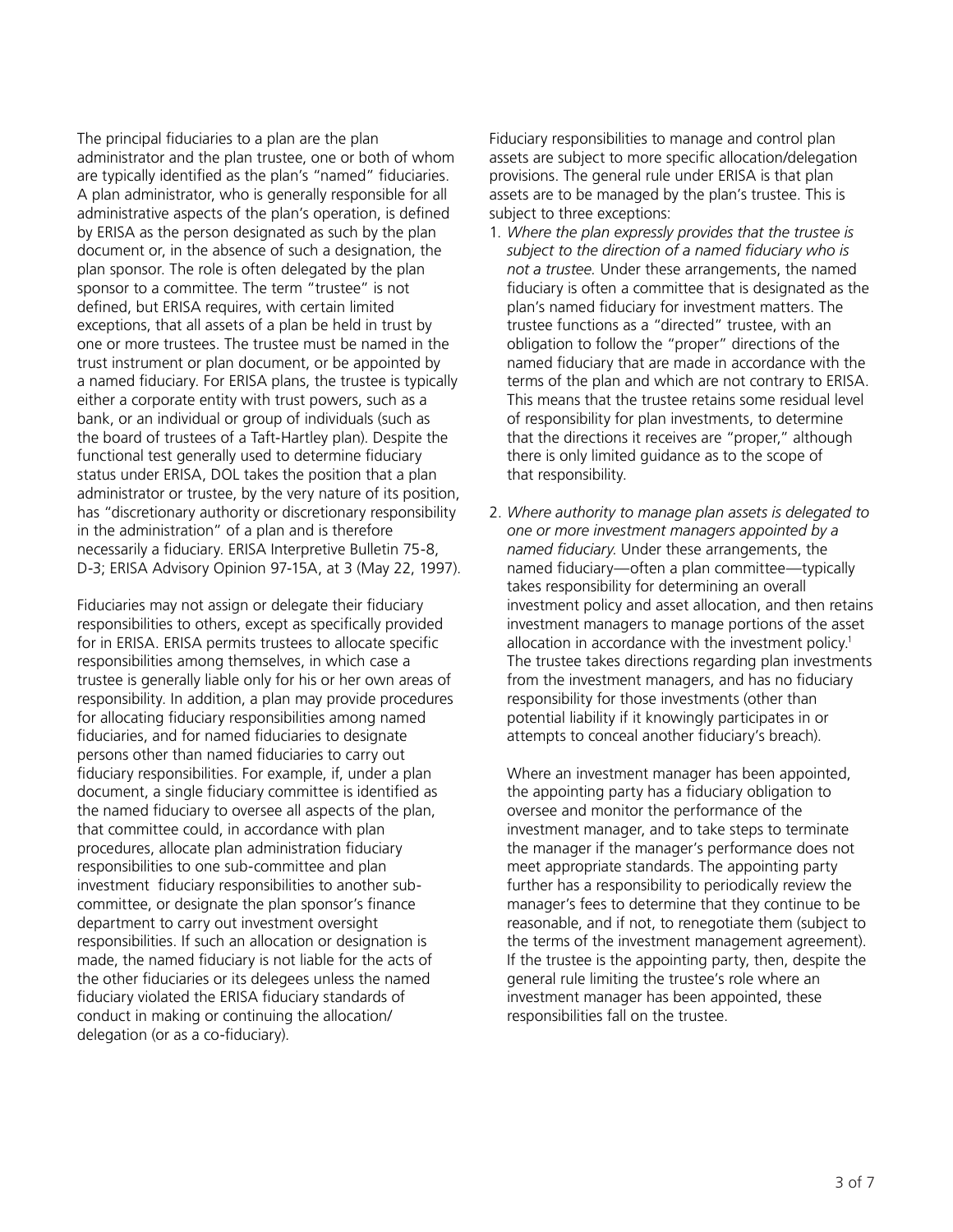The principal fiduciaries to a plan are the plan administrator and the plan trustee, one or both of whom are typically identified as the plan's "named" fiduciaries. A plan administrator, who is generally responsible for all administrative aspects of the plan's operation, is defined by ERISA as the person designated as such by the plan document or, in the absence of such a designation, the plan sponsor. The role is often delegated by the plan sponsor to a committee. The term "trustee" is not defined, but ERISA requires, with certain limited exceptions, that all assets of a plan be held in trust by one or more trustees. The trustee must be named in the trust instrument or plan document, or be appointed by a named fiduciary. For ERISA plans, the trustee is typically either a corporate entity with trust powers, such as a bank, or an individual or group of individuals (such as the board of trustees of a Taft-Hartley plan). Despite the functional test generally used to determine fiduciary status under ERISA, DOL takes the position that a plan administrator or trustee, by the very nature of its position, has "discretionary authority or discretionary responsibility in the administration" of a plan and is therefore necessarily a fiduciary. ERISA Interpretive Bulletin 75-8, D-3; ERISA Advisory Opinion 97-15A, at 3 (May 22, 1997).

Fiduciaries may not assign or delegate their fiduciary responsibilities to others, except as specifically provided for in ERISA. ERISA permits trustees to allocate specific responsibilities among themselves, in which case a trustee is generally liable only for his or her own areas of responsibility. In addition, a plan may provide procedures for allocating fiduciary responsibilities among named fiduciaries, and for named fiduciaries to designate persons other than named fiduciaries to carry out fiduciary responsibilities. For example, if, under a plan document, a single fiduciary committee is identified as the named fiduciary to oversee all aspects of the plan, that committee could, in accordance with plan procedures, allocate plan administration fiduciary responsibilities to one sub-committee and plan investment fiduciary responsibilities to another sub-committee, or designate the plan sponsor's finance department to carry out investment oversight responsibilities. If such an allocation or designation is made, the named fiduciary is not liable for the acts of the other fiduciaries or its delegees unless the named fiduciary violated the ERISA fiduciary standards of conduct in making or continuing the allocation/delegation (or as a co-fiduciary).

Fiduciary responsibilities to manage and control plan assets are subject to more specific allocation/delegation provisions. The general rule under ERISA is that plan assets are to be managed by the plan's trustee. This is subject to three exceptions:

1. *Where the plan expressly provides that the trustee is subject to the direction of a named fiduciary who is not a trustee.* Under these arrangements, the named fiduciary is often a committee that is designated as the plan's named fiduciary for investment matters. The trustee functions as a "directed" trustee, with an obligation to follow the "proper" directions of the named fiduciary that are made in accordance with the terms of the plan and which are not contrary to ERISA. This means that the trustee retains some residual level of responsibility for plan investments, to determine that the directions it receives are "proper," although there is only limited guidance as to the scope of that responsibility.

2. *Where authority to manage plan assets is delegated to one or more investment managers appointed by a named fiduciary.* Under these arrangements, the named fiduciary—often a plan committee—typically takes responsibility for determining an overall investment policy and asset allocation, and then retains investment managers to manage portions of the asset allocation in accordance with the investment policy.[1] The trustee takes directions regarding plan investments from the investment managers, and has no fiduciary responsibility for those investments (other than potential liability if it knowingly participates in or attempts to conceal another fiduciary's breach).

   Where an investment manager has been appointed, the appointing party has a fiduciary obligation to oversee and monitor the performance of the investment manager, and to take steps to terminate the manager if the manager's performance does not meet appropriate standards. The appointing party further has a responsibility to periodically review the manager's fees to determine that they continue to be reasonable, and if not, to renegotiate them (subject to the terms of the investment management agreement). If the trustee is the appointing party, then, despite the general rule limiting the trustee's role where an investment manager has been appointed, these responsibilities fall on the trustee.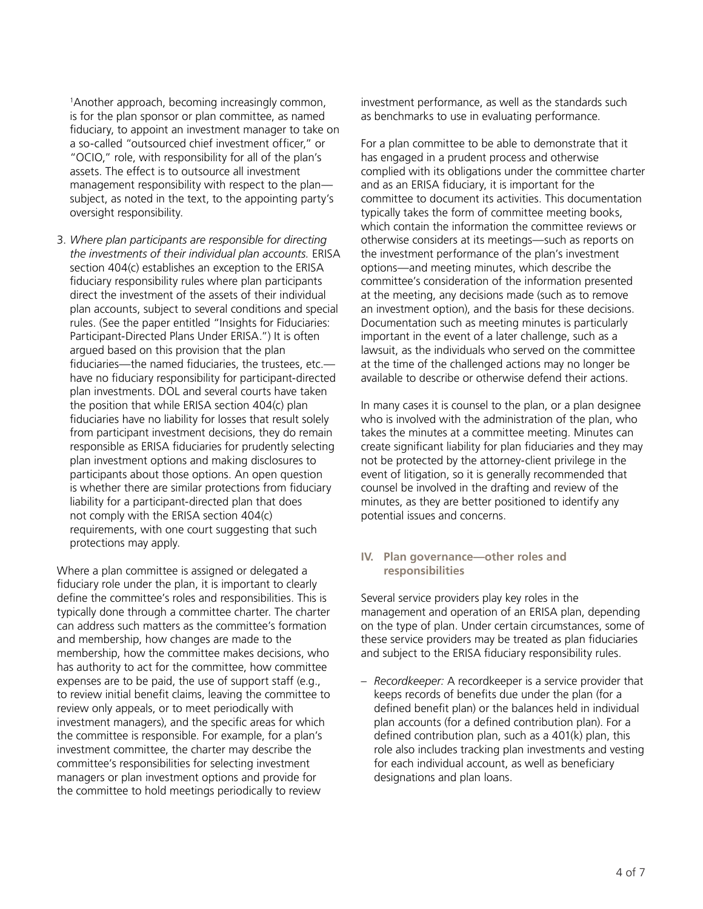[1]Another approach, becoming increasingly common, is for the plan sponsor or plan committee, as named fiduciary, to appoint an investment manager to take on a so-called "outsourced chief investment officer," or "OCIO," role, with responsibility for all of the plan's assets. The effect is to outsource all investment management responsibility with respect to the plan—subject, as noted in the text, to the appointing party's oversight responsibility.

3. *Where plan participants are responsible for directing the investments of their individual plan accounts.* ERISA section 404(c) establishes an exception to the ERISA fiduciary responsibility rules where plan participants direct the investment of the assets of their individual plan accounts, subject to several conditions and special rules. (See the paper entitled "Insights for Fiduciaries: Participant-Directed Plans Under ERISA.") It is often argued based on this provision that the plan fiduciaries—the named fiduciaries, the trustees, etc.—have no fiduciary responsibility for participant-directed plan investments. DOL and several courts have taken the position that while ERISA section 404(c) plan fiduciaries have no liability for losses that result solely from participant investment decisions, they do remain responsible as ERISA fiduciaries for prudently selecting plan investment options and making disclosures to participants about those options. An open question is whether there are similar protections from fiduciary liability for a participant-directed plan that does not comply with the ERISA section 404(c) requirements, with one court suggesting that such protections may apply.

Where a plan committee is assigned or delegated a fiduciary role under the plan, it is important to clearly define the committee's roles and responsibilities. This is typically done through a committee charter. The charter can address such matters as the committee's formation and membership, how changes are made to the membership, how the committee makes decisions, who has authority to act for the committee, how committee expenses are to be paid, the use of support staff (e.g., to review initial benefit claims, leaving the committee to review only appeals, or to meet periodically with investment managers), and the specific areas for which the committee is responsible. For example, for a plan's investment committee, the charter may describe the committee's responsibilities for selecting investment managers or plan investment options and provide for the committee to hold meetings periodically to review investment performance, as well as the standards such as benchmarks to use in evaluating performance.

For a plan committee to be able to demonstrate that it has engaged in a prudent process and otherwise complied with its obligations under the committee charter and as an ERISA fiduciary, it is important for the committee to document its activities. This documentation typically takes the form of committee meeting books, which contain the information the committee reviews or otherwise considers at its meetings—such as reports on the investment performance of the plan's investment options—and meeting minutes, which describe the committee's consideration of the information presented at the meeting, any decisions made (such as to remove an investment option), and the basis for these decisions. Documentation such as meeting minutes is particularly important in the event of a later challenge, such as a lawsuit, as the individuals who served on the committee at the time of the challenged actions may no longer be available to describe or otherwise defend their actions.

In many cases it is counsel to the plan, or a plan designee who is involved with the administration of the plan, who takes the minutes at a committee meeting. Minutes can create significant liability for plan fiduciaries and they may not be protected by the attorney-client privilege in the event of litigation, so it is generally recommended that counsel be involved in the drafting and review of the minutes, as they are better positioned to identify any potential issues and concerns.

## IV. Plan governance—other roles and responsibilities

Several service providers play key roles in the management and operation of an ERISA plan, depending on the type of plan. Under certain circumstances, some of these service providers may be treated as plan fiduciaries and subject to the ERISA fiduciary responsibility rules.

– *Recordkeeper:* A recordkeeper is a service provider that keeps records of benefits due under the plan (for a defined benefit plan) or the balances held in individual plan accounts (for a defined contribution plan). For a defined contribution plan, such as a 401(k) plan, this role also includes tracking plan investments and vesting for each individual account, as well as beneficiary designations and plan loans.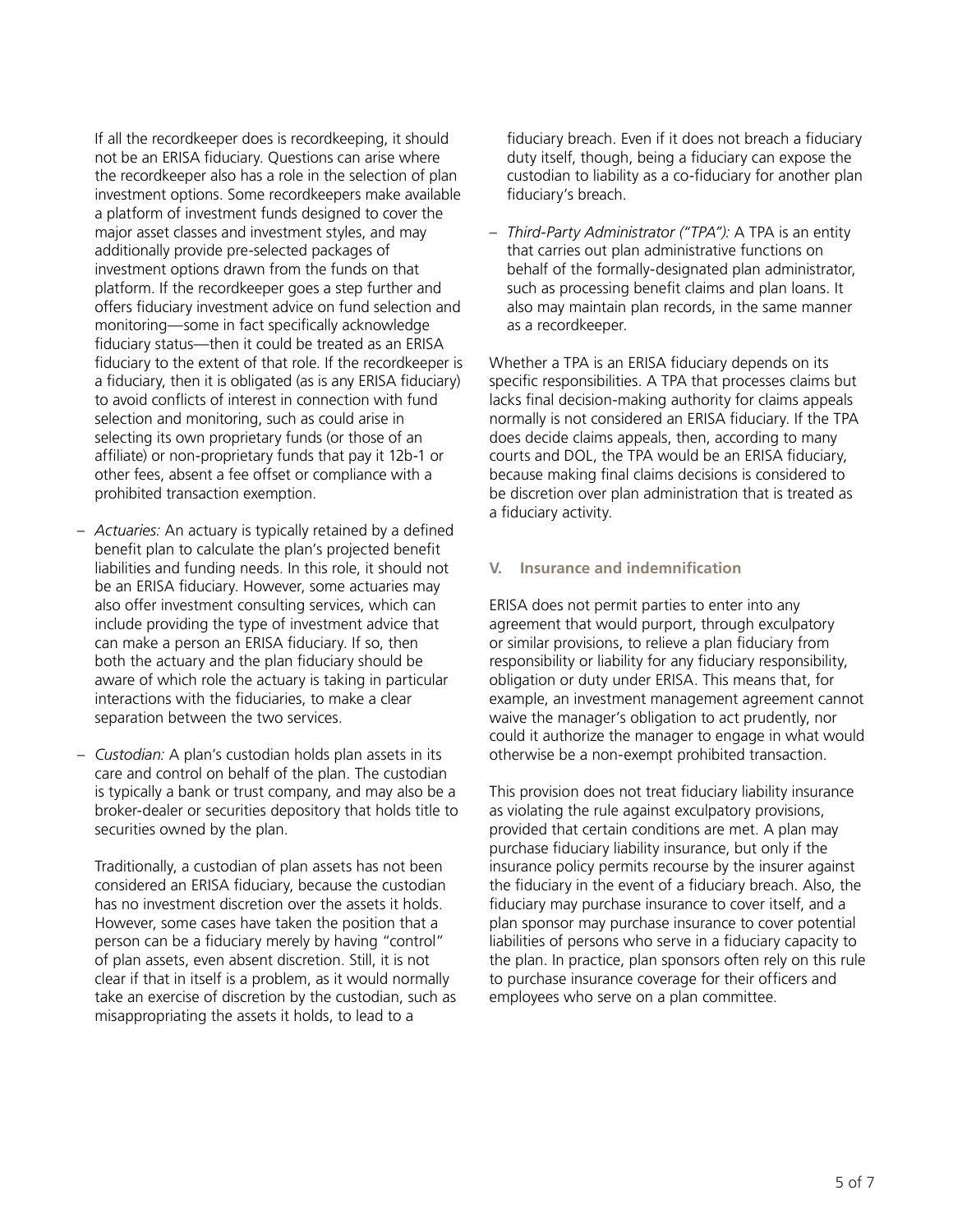If all the recordkeeper does is recordkeeping, it should not be an ERISA fiduciary. Questions can arise where the recordkeeper also has a role in the selection of plan investment options. Some recordkeepers make available a platform of investment funds designed to cover the major asset classes and investment styles, and may additionally provide pre-selected packages of investment options drawn from the funds on that platform. If the recordkeeper goes a step further and offers fiduciary investment advice on fund selection and monitoring—some in fact specifically acknowledge fiduciary status—then it could be treated as an ERISA fiduciary to the extent of that role. If the recordkeeper is a fiduciary, then it is obligated (as is any ERISA fiduciary) to avoid conflicts of interest in connection with fund selection and monitoring, such as could arise in selecting its own proprietary funds (or those of an affiliate) or non-proprietary funds that pay it 12b-1 or other fees, absent a fee offset or compliance with a prohibited transaction exemption.

- *Actuaries:* An actuary is typically retained by a defined benefit plan to calculate the plan's projected benefit liabilities and funding needs. In this role, it should not be an ERISA fiduciary. However, some actuaries may also offer investment consulting services, which can include providing the type of investment advice that can make a person an ERISA fiduciary. If so, then both the actuary and the plan fiduciary should be aware of which role the actuary is taking in particular interactions with the fiduciaries, to make a clear separation between the two services.

- *Custodian:* A plan's custodian holds plan assets in its care and control on behalf of the plan. The custodian is typically a bank or trust company, and may also be a broker-dealer or securities depository that holds title to securities owned by the plan.

  Traditionally, a custodian of plan assets has not been considered an ERISA fiduciary, because the custodian has no investment discretion over the assets it holds. However, some cases have taken the position that a person can be a fiduciary merely by having "control" of plan assets, even absent discretion. Still, it is not clear if that in itself is a problem, as it would normally take an exercise of discretion by the custodian, such as misappropriating the assets it holds, to lead to a fiduciary breach. Even if it does not breach a fiduciary duty itself, though, being a fiduciary can expose the custodian to liability as a co-fiduciary for another plan fiduciary's breach.

- *Third-Party Administrator ("TPA"):* A TPA is an entity that carries out plan administrative functions on behalf of the formally-designated plan administrator, such as processing benefit claims and plan loans. It also may maintain plan records, in the same manner as a recordkeeper.

Whether a TPA is an ERISA fiduciary depends on its specific responsibilities. A TPA that processes claims but lacks final decision-making authority for claims appeals normally is not considered an ERISA fiduciary. If the TPA does decide claims appeals, then, according to many courts and DOL, the TPA would be an ERISA fiduciary, because making final claims decisions is considered to be discretion over plan administration that is treated as a fiduciary activity.

## V. Insurance and indemnification

ERISA does not permit parties to enter into any agreement that would purport, through exculpatory or similar provisions, to relieve a plan fiduciary from responsibility or liability for any fiduciary responsibility, obligation or duty under ERISA. This means that, for example, an investment management agreement cannot waive the manager's obligation to act prudently, nor could it authorize the manager to engage in what would otherwise be a non-exempt prohibited transaction.

This provision does not treat fiduciary liability insurance as violating the rule against exculpatory provisions, provided that certain conditions are met. A plan may purchase fiduciary liability insurance, but only if the insurance policy permits recourse by the insurer against the fiduciary in the event of a fiduciary breach. Also, the fiduciary may purchase insurance to cover itself, and a plan sponsor may purchase insurance to cover potential liabilities of persons who serve in a fiduciary capacity to the plan. In practice, plan sponsors often rely on this rule to purchase insurance coverage for their officers and employees who serve on a plan committee.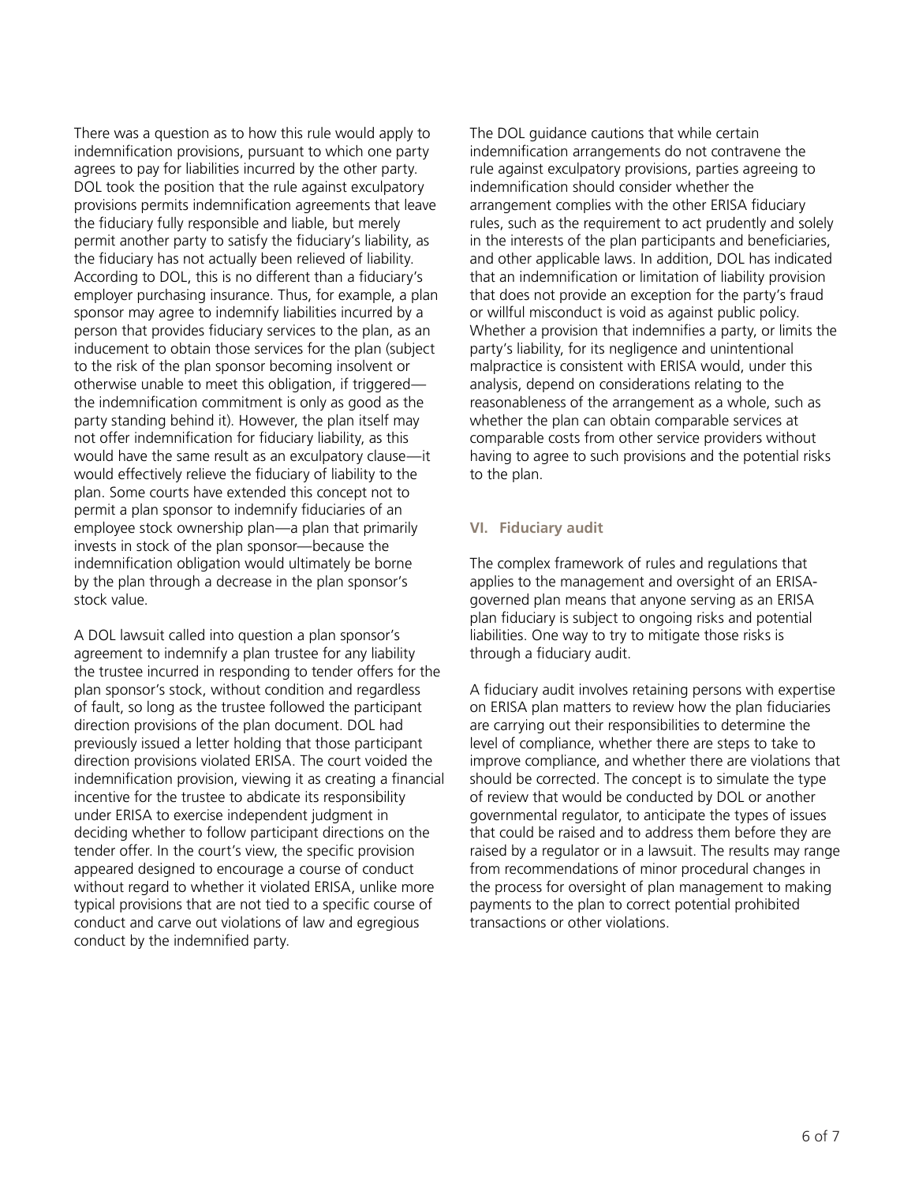There was a question as to how this rule would apply to indemnification provisions, pursuant to which one party agrees to pay for liabilities incurred by the other party. DOL took the position that the rule against exculpatory provisions permits indemnification agreements that leave the fiduciary fully responsible and liable, but merely permit another party to satisfy the fiduciary's liability, as the fiduciary has not actually been relieved of liability. According to DOL, this is no different than a fiduciary's employer purchasing insurance. Thus, for example, a plan sponsor may agree to indemnify liabilities incurred by a person that provides fiduciary services to the plan, as an inducement to obtain those services for the plan (subject to the risk of the plan sponsor becoming insolvent or otherwise unable to meet this obligation, if triggered—the indemnification commitment is only as good as the party standing behind it). However, the plan itself may not offer indemnification for fiduciary liability, as this would have the same result as an exculpatory clause—it would effectively relieve the fiduciary of liability to the plan. Some courts have extended this concept not to permit a plan sponsor to indemnify fiduciaries of an employee stock ownership plan—a plan that primarily invests in stock of the plan sponsor—because the indemnification obligation would ultimately be borne by the plan through a decrease in the plan sponsor's stock value.

A DOL lawsuit called into question a plan sponsor's agreement to indemnify a plan trustee for any liability the trustee incurred in responding to tender offers for the plan sponsor's stock, without condition and regardless of fault, so long as the trustee followed the participant direction provisions of the plan document. DOL had previously issued a letter holding that those participant direction provisions violated ERISA. The court voided the indemnification provision, viewing it as creating a financial incentive for the trustee to abdicate its responsibility under ERISA to exercise independent judgment in deciding whether to follow participant directions on the tender offer. In the court's view, the specific provision appeared designed to encourage a course of conduct without regard to whether it violated ERISA, unlike more typical provisions that are not tied to a specific course of conduct and carve out violations of law and egregious conduct by the indemnified party.

The DOL guidance cautions that while certain indemnification arrangements do not contravene the rule against exculpatory provisions, parties agreeing to indemnification should consider whether the arrangement complies with the other ERISA fiduciary rules, such as the requirement to act prudently and solely in the interests of the plan participants and beneficiaries, and other applicable laws. In addition, DOL has indicated that an indemnification or limitation of liability provision that does not provide an exception for the party's fraud or willful misconduct is void as against public policy. Whether a provision that indemnifies a party, or limits the party's liability, for its negligence and unintentional malpractice is consistent with ERISA would, under this analysis, depend on considerations relating to the reasonableness of the arrangement as a whole, such as whether the plan can obtain comparable services at comparable costs from other service providers without having to agree to such provisions and the potential risks to the plan.

### VI. Fiduciary audit

The complex framework of rules and regulations that applies to the management and oversight of an ERISA-governed plan means that anyone serving as an ERISA plan fiduciary is subject to ongoing risks and potential liabilities. One way to try to mitigate those risks is through a fiduciary audit.

A fiduciary audit involves retaining persons with expertise on ERISA plan matters to review how the plan fiduciaries are carrying out their responsibilities to determine the level of compliance, whether there are steps to take to improve compliance, and whether there are violations that should be corrected. The concept is to simulate the type of review that would be conducted by DOL or another governmental regulator, to anticipate the types of issues that could be raised and to address them before they are raised by a regulator or in a lawsuit. The results may range from recommendations of minor procedural changes in the process for oversight of plan management to making payments to the plan to correct potential prohibited transactions or other violations.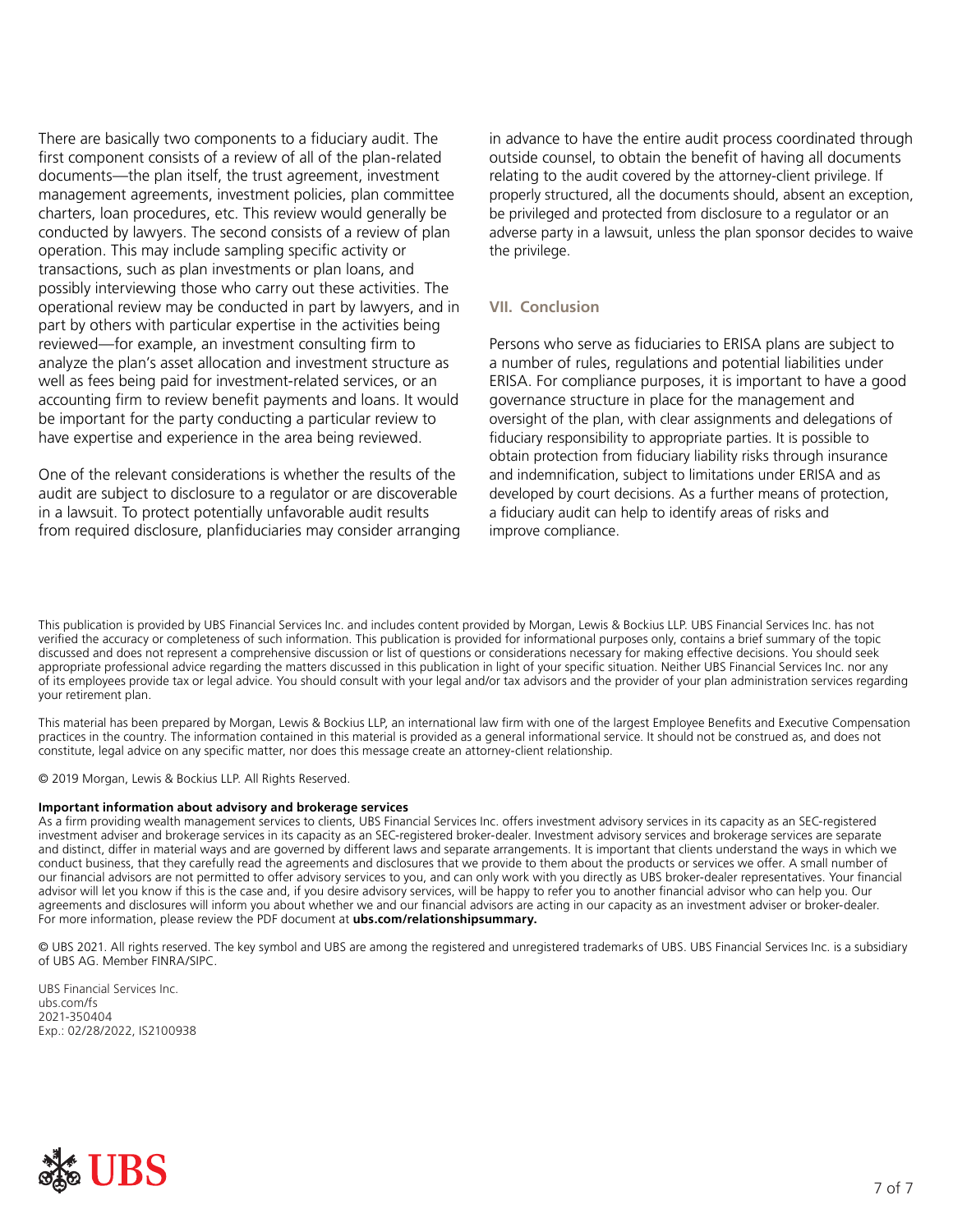There are basically two components to a fiduciary audit. The first component consists of a review of all of the plan-related documents—the plan itself, the trust agreement, investment management agreements, investment policies, plan committee charters, loan procedures, etc. This review would generally be conducted by lawyers. The second consists of a review of plan operation. This may include sampling specific activity or transactions, such as plan investments or plan loans, and possibly interviewing those who carry out these activities. The operational review may be conducted in part by lawyers, and in part by others with particular expertise in the activities being reviewed—for example, an investment consulting firm to analyze the plan's asset allocation and investment structure as well as fees being paid for investment-related services, or an accounting firm to review benefit payments and loans. It would be important for the party conducting a particular review to have expertise and experience in the area being reviewed.

One of the relevant considerations is whether the results of the audit are subject to disclosure to a regulator or are discoverable in a lawsuit. To protect potentially unfavorable audit results from required disclosure, planfiduciaries may consider arranging in advance to have the entire audit process coordinated through outside counsel, to obtain the benefit of having all documents relating to the audit covered by the attorney-client privilege. If properly structured, all the documents should, absent an exception, be privileged and protected from disclosure to a regulator or an adverse party in a lawsuit, unless the plan sponsor decides to waive the privilege.

## VII. Conclusion

Persons who serve as fiduciaries to ERISA plans are subject to a number of rules, regulations and potential liabilities under ERISA. For compliance purposes, it is important to have a good governance structure in place for the management and oversight of the plan, with clear assignments and delegations of fiduciary responsibility to appropriate parties. It is possible to obtain protection from fiduciary liability risks through insurance and indemnification, subject to limitations under ERISA and as developed by court decisions. As a further means of protection, a fiduciary audit can help to identify areas of risks and improve compliance.

This publication is provided by UBS Financial Services Inc. and includes content provided by Morgan, Lewis & Bockius LLP. UBS Financial Services Inc. has not verified the accuracy or completeness of such information. This publication is provided for informational purposes only, contains a brief summary of the topic discussed and does not represent a comprehensive discussion or list of questions or considerations necessary for making effective decisions. You should seek appropriate professional advice regarding the matters discussed in this publication in light of your specific situation. Neither UBS Financial Services Inc. nor any of its employees provide tax or legal advice. You should consult with your legal and/or tax advisors and the provider of your plan administration services regarding your retirement plan.

This material has been prepared by Morgan, Lewis & Bockius LLP, an international law firm with one of the largest Employee Benefits and Executive Compensation practices in the country. The information contained in this material is provided as a general informational service. It should not be construed as, and does not constitute, legal advice on any specific matter, nor does this message create an attorney-client relationship.

© 2019 Morgan, Lewis & Bockius LLP. All Rights Reserved.

**Important information about advisory and brokerage services**
As a firm providing wealth management services to clients, UBS Financial Services Inc. offers investment advisory services in its capacity as an SEC-registered investment adviser and brokerage services in its capacity as an SEC-registered broker-dealer. Investment advisory services and brokerage services are separate and distinct, differ in material ways and are governed by different laws and separate arrangements. It is important that clients understand the ways in which we conduct business, that they carefully read the agreements and disclosures that we provide to them about the products or services we offer. A small number of our financial advisors are not permitted to offer advisory services to you, and can only work with you directly as UBS broker-dealer representatives. Your financial advisor will let you know if this is the case and, if you desire advisory services, will be happy to refer you to another financial advisor who can help you. Our agreements and disclosures will inform you about whether we and our financial advisors are acting in our capacity as an investment adviser or broker-dealer. For more information, please review the PDF document at **ubs.com/relationshipsummary.**

© UBS 2021. All rights reserved. The key symbol and UBS are among the registered and unregistered trademarks of UBS. UBS Financial Services Inc. is a subsidiary of UBS AG. Member FINRA/SIPC.

UBS Financial Services Inc.
ubs.com/fs
2021-350404
Exp.: 02/28/2022, IS2100938

UBS